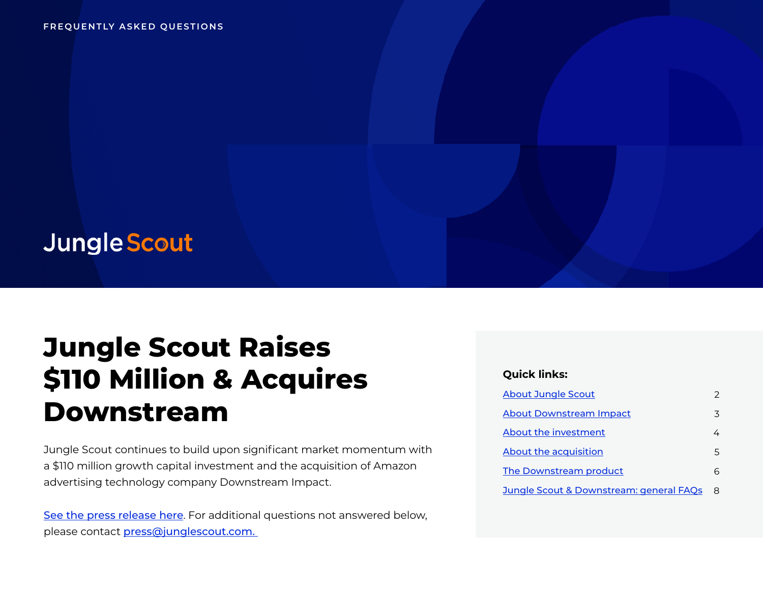FREQUENTLY ASKED QUESTIONS

Jungle Scout

# Jungle Scout Raises $110 Million & Acquires Downstream

Jungle Scout continues to build upon significant market momentum with a $110 million growth capital investment and the acquisition of Amazon advertising technology company Downstream Impact.

See the press release here. For additional questions not answered below, please contact press@junglescout.com.

**Quick links:**

| | |
|---|---|
| About Jungle Scout | 2 |
| About Downstream Impact | 3 |
| About the investment | 4 |
| About the acquisition | 5 |
| The Downstream product | 6 |
| Jungle Scout & Downstream: general FAQs | 8 |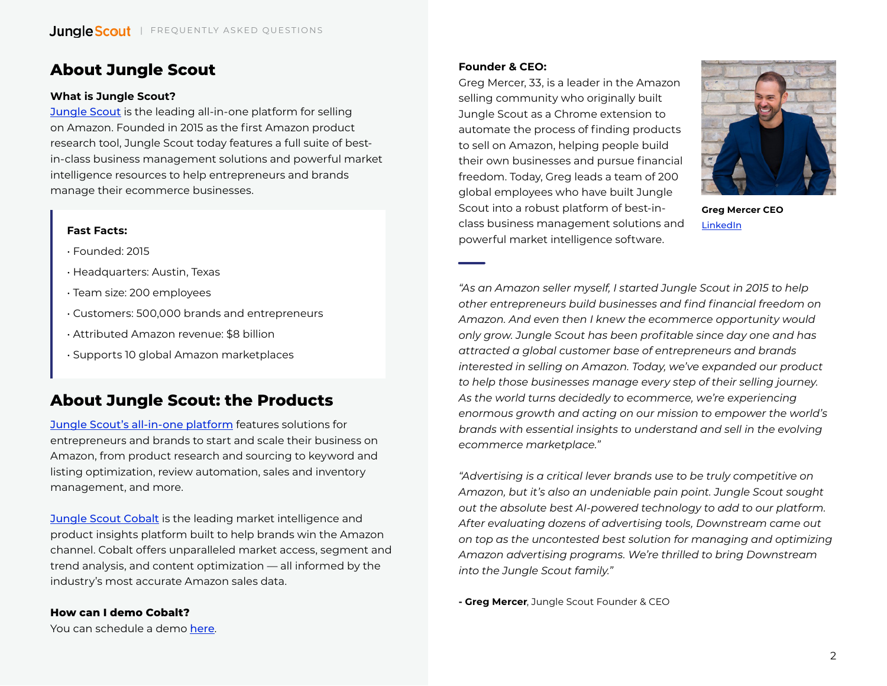## About Jungle Scout

**What is Jungle Scout?**

Jungle Scout is the leading all-in-one platform for selling on Amazon. Founded in 2015 as the first Amazon product research tool, Jungle Scout today features a full suite of best-in-class business management solutions and powerful market intelligence resources to help entrepreneurs and brands manage their ecommerce businesses.

> **Fast Facts:**
>
> - Founded: 2015
> - Headquarters: Austin, Texas
> - Team size: 200 employees
> - Customers: 500,000 brands and entrepreneurs
> - Attributed Amazon revenue: $8 billion
> - Supports 10 global Amazon marketplaces

## About Jungle Scout: the Products

Jungle Scout's all-in-one platform features solutions for entrepreneurs and brands to start and scale their business on Amazon, from product research and sourcing to keyword and listing optimization, review automation, sales and inventory management, and more.

Jungle Scout Cobalt is the leading market intelligence and product insights platform built to help brands win the Amazon channel. Cobalt offers unparalleled market access, segment and trend analysis, and content optimization — all informed by the industry's most accurate Amazon sales data.

**How can I demo Cobalt?**

You can schedule a demo here.

**Founder & CEO:**

Greg Mercer, 33, is a leader in the Amazon selling community who originally built Jungle Scout as a Chrome extension to automate the process of finding products to sell on Amazon, helping people build their own businesses and pursue financial freedom. Today, Greg leads a team of 200 global employees who have built Jungle Scout into a robust platform of best-in-class business management solutions and powerful market intelligence software.

**Greg Mercer CEO**
LinkedIn

*"As an Amazon seller myself, I started Jungle Scout in 2015 to help other entrepreneurs build businesses and find financial freedom on Amazon. And even then I knew the ecommerce opportunity would only grow. Jungle Scout has been profitable since day one and has attracted a global customer base of entrepreneurs and brands interested in selling on Amazon. Today, we've expanded our product to help those businesses manage every step of their selling journey. As the world turns decidedly to ecommerce, we're experiencing enormous growth and acting on our mission to empower the world's brands with essential insights to understand and sell in the evolving ecommerce marketplace."*

*"Advertising is a critical lever brands use to be truly competitive on Amazon, but it's also an undeniable pain point. Jungle Scout sought out the absolute best AI-powered technology to add to our platform. After evaluating dozens of advertising tools, Downstream came out on top as the uncontested best solution for managing and optimizing Amazon advertising programs. We're thrilled to bring Downstream into the Jungle Scout family."*

**- Greg Mercer**, Jungle Scout Founder & CEO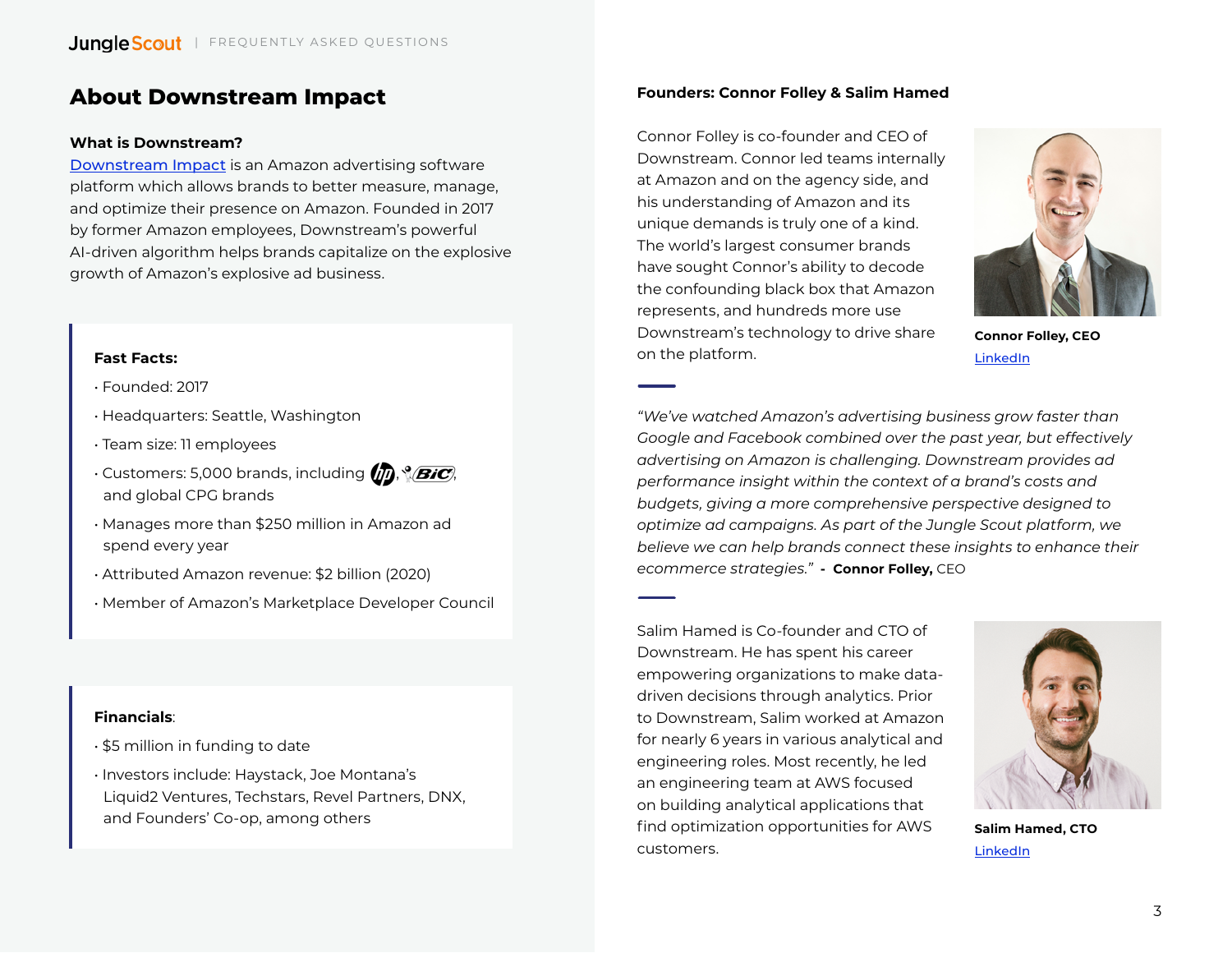# About Downstream Impact

**What is Downstream?**

Downstream Impact is an Amazon advertising software platform which allows brands to better measure, manage, and optimize their presence on Amazon. Founded in 2017 by former Amazon employees, Downstream's powerful AI-driven algorithm helps brands capitalize on the explosive growth of Amazon's explosive ad business.

**Fast Facts:**

- Founded: 2017
- Headquarters: Seattle, Washington
- Team size: 11 employees
- Customers: 5,000 brands, including HP, BIC, and global CPG brands
- Manages more than $250 million in Amazon ad spend every year
- Attributed Amazon revenue: $2 billion (2020)
- Member of Amazon's Marketplace Developer Council

**Financials**:

- $5 million in funding to date
- Investors include: Haystack, Joe Montana's Liquid2 Ventures, Techstars, Revel Partners, DNX, and Founders' Co-op, among others

**Founders: Connor Folley & Salim Hamed**

Connor Folley is co-founder and CEO of Downstream. Connor led teams internally at Amazon and on the agency side, and his understanding of Amazon and its unique demands is truly one of a kind. The world's largest consumer brands have sought Connor's ability to decode the confounding black box that Amazon represents, and hundreds more use Downstream's technology to drive share on the platform.

**Connor Folley, CEO**
LinkedIn

*"We've watched Amazon's advertising business grow faster than Google and Facebook combined over the past year, but effectively advertising on Amazon is challenging. Downstream provides ad performance insight within the context of a brand's costs and budgets, giving a more comprehensive perspective designed to optimize ad campaigns. As part of the Jungle Scout platform, we believe we can help brands connect these insights to enhance their ecommerce strategies."* - **Connor Folley,** CEO

Salim Hamed is Co-founder and CTO of Downstream. He has spent his career empowering organizations to make data-driven decisions through analytics. Prior to Downstream, Salim worked at Amazon for nearly 6 years in various analytical and engineering roles. Most recently, he led an engineering team at AWS focused on building analytical applications that find optimization opportunities for AWS customers.

**Salim Hamed, CTO**
LinkedIn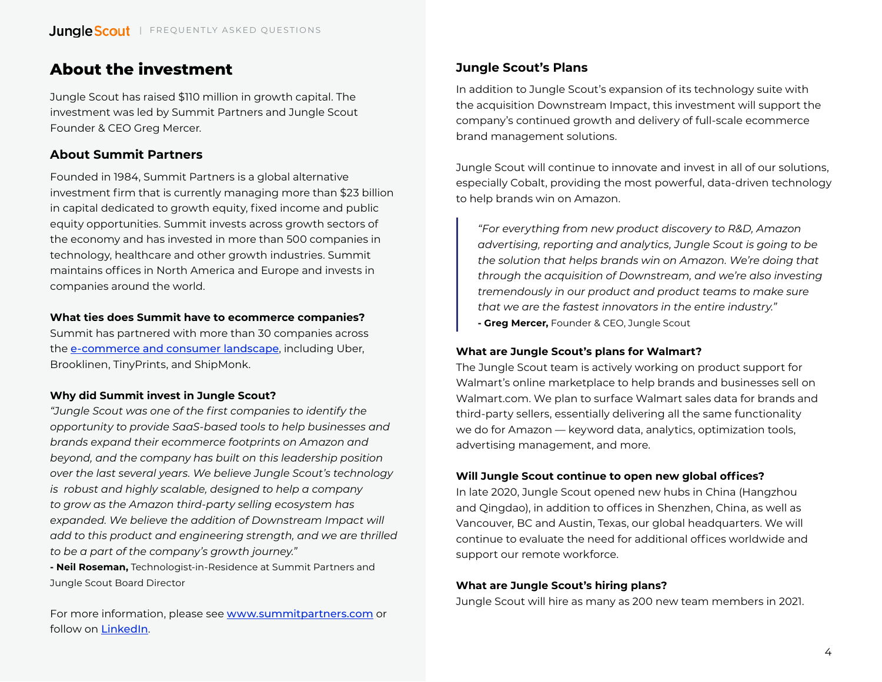# About the investment

Jungle Scout has raised $110 million in growth capital. The investment was led by Summit Partners and Jungle Scout Founder & CEO Greg Mercer.

## About Summit Partners

Founded in 1984, Summit Partners is a global alternative investment firm that is currently managing more than $23 billion in capital dedicated to growth equity, fixed income and public equity opportunities. Summit invests across growth sectors of the economy and has invested in more than 500 companies in technology, healthcare and other growth industries. Summit maintains offices in North America and Europe and invests in companies around the world.

**What ties does Summit have to ecommerce companies?**
Summit has partnered with more than 30 companies across the e-commerce and consumer landscape, including Uber, Brooklinen, TinyPrints, and ShipMonk.

**Why did Summit invest in Jungle Scout?**
*"Jungle Scout was one of the first companies to identify the opportunity to provide SaaS-based tools to help businesses and brands expand their ecommerce footprints on Amazon and beyond, and the company has built on this leadership position over the last several years. We believe Jungle Scout's technology is robust and highly scalable, designed to help a company to grow as the Amazon third-party selling ecosystem has expanded. We believe the addition of Downstream Impact will add to this product and engineering strength, and we are thrilled to be a part of the company's growth journey."*
**- Neil Roseman,** Technologist-in-Residence at Summit Partners and Jungle Scout Board Director

For more information, please see www.summitpartners.com or follow on LinkedIn.

## Jungle Scout's Plans

In addition to Jungle Scout's expansion of its technology suite with the acquisition Downstream Impact, this investment will support the company's continued growth and delivery of full-scale ecommerce brand management solutions.

Jungle Scout will continue to innovate and invest in all of our solutions, especially Cobalt, providing the most powerful, data-driven technology to help brands win on Amazon.

> *"For everything from new product discovery to R&D, Amazon advertising, reporting and analytics, Jungle Scout is going to be the solution that helps brands win on Amazon. We're doing that through the acquisition of Downstream, and we're also investing tremendously in our product and product teams to make sure that we are the fastest innovators in the entire industry."*
> **- Greg Mercer,** Founder & CEO, Jungle Scout

**What are Jungle Scout's plans for Walmart?**
The Jungle Scout team is actively working on product support for Walmart's online marketplace to help brands and businesses sell on Walmart.com. We plan to surface Walmart sales data for brands and third-party sellers, essentially delivering all the same functionality we do for Amazon — keyword data, analytics, optimization tools, advertising management, and more.

**Will Jungle Scout continue to open new global offices?**
In late 2020, Jungle Scout opened new hubs in China (Hangzhou and Qingdao), in addition to offices in Shenzhen, China, as well as Vancouver, BC and Austin, Texas, our global headquarters. We will continue to evaluate the need for additional offices worldwide and support our remote workforce.

**What are Jungle Scout's hiring plans?**
Jungle Scout will hire as many as 200 new team members in 2021.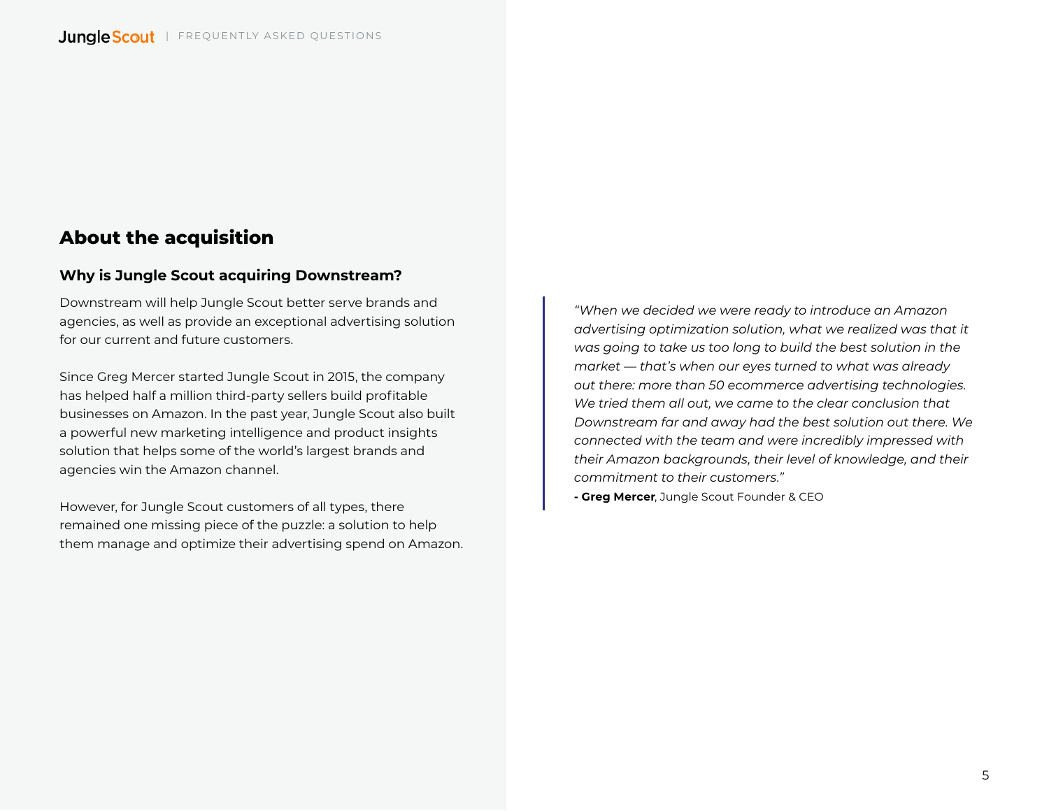## About the acquisition

### Why is Jungle Scout acquiring Downstream?

Downstream will help Jungle Scout better serve brands and agencies, as well as provide an exceptional advertising solution for our current and future customers.

Since Greg Mercer started Jungle Scout in 2015, the company has helped half a million third-party sellers build profitable businesses on Amazon. In the past year, Jungle Scout also built a powerful new marketing intelligence and product insights solution that helps some of the world's largest brands and agencies win the Amazon channel.

However, for Jungle Scout customers of all types, there remained one missing piece of the puzzle: a solution to help them manage and optimize their advertising spend on Amazon.

> *"When we decided we were ready to introduce an Amazon advertising optimization solution, what we realized was that it was going to take us too long to build the best solution in the market — that's when our eyes turned to what was already out there: more than 50 ecommerce advertising technologies. We tried them all out, we came to the clear conclusion that Downstream far and away had the best solution out there. We connected with the team and were incredibly impressed with their Amazon backgrounds, their level of knowledge, and their commitment to their customers."*
>
> **- Greg Mercer**, Jungle Scout Founder & CEO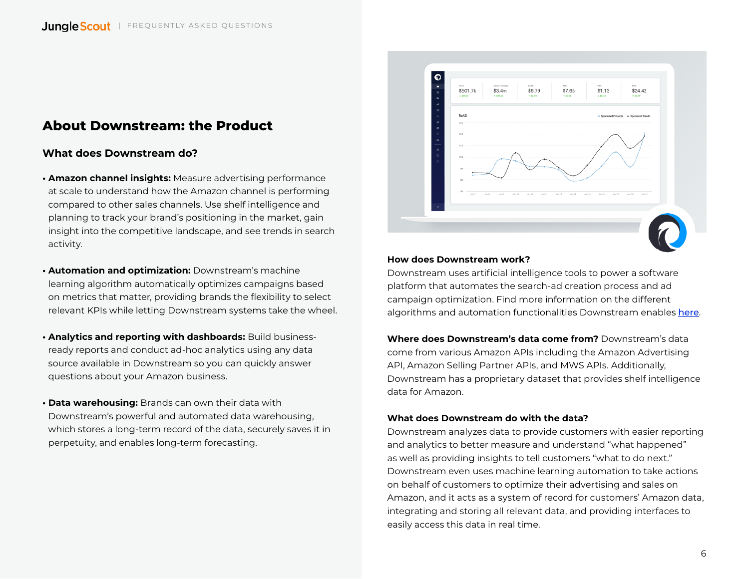## About Downstream: the Product

### What does Downstream do?

- **Amazon channel insights:** Measure advertising performance at scale to understand how the Amazon channel is performing compared to other sales channels. Use shelf intelligence and planning to track your brand's positioning in the market, gain insight into the competitive landscape, and see trends in search activity.

- **Automation and optimization:** Downstream's machine learning algorithm automatically optimizes campaigns based on metrics that matter, providing brands the flexibility to select relevant KPIs while letting Downstream systems take the wheel.

- **Analytics and reporting with dashboards:** Build business-ready reports and conduct ad-hoc analytics using any data source available in Downstream so you can quickly answer questions about your Amazon business.

- **Data warehousing:** Brands can own their data with Downstream's powerful and automated data warehousing, which stores a long-term record of the data, securely saves it in perpetuity, and enables long-term forecasting.

**How does Downstream work?**
Downstream uses artificial intelligence tools to power a software platform that automates the search-ad creation process and ad campaign optimization. Find more information on the different algorithms and automation functionalities Downstream enables [here](here).

**Where does Downstream's data come from?** Downstream's data come from various Amazon APIs including the Amazon Advertising API, Amazon Selling Partner APIs, and MWS APIs. Additionally, Downstream has a proprietary dataset that provides shelf intelligence data for Amazon.

**What does Downstream do with the data?**
Downstream analyzes data to provide customers with easier reporting and analytics to better measure and understand "what happened" as well as providing insights to tell customers "what to do next." Downstream even uses machine learning automation to take actions on behalf of customers to optimize their advertising and sales on Amazon, and it acts as a system of record for customers' Amazon data, integrating and storing all relevant data, and providing interfaces to easily access this data in real time.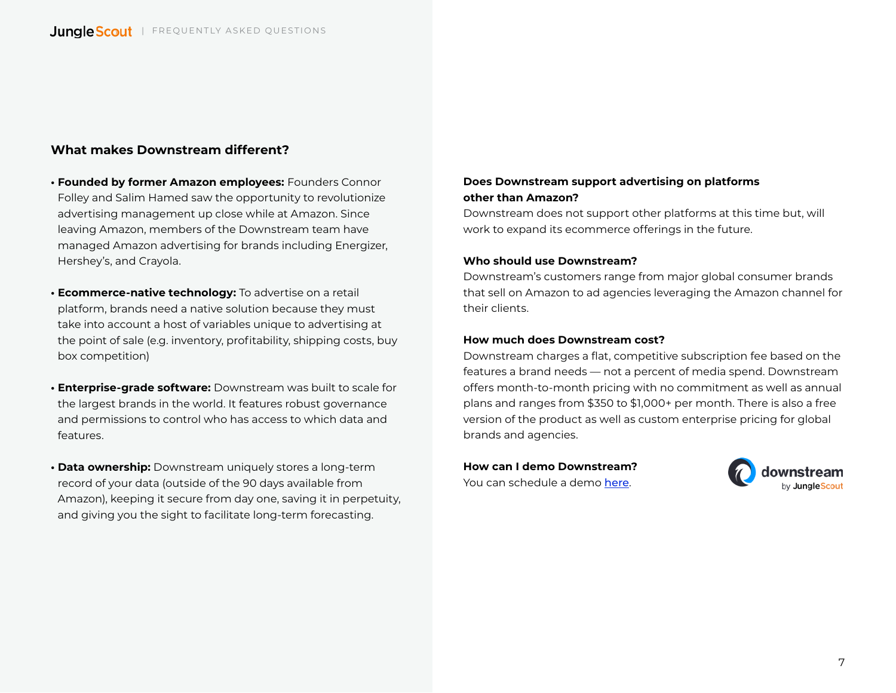## What makes Downstream different?

- **Founded by former Amazon employees:** Founders Connor Folley and Salim Hamed saw the opportunity to revolutionize advertising management up close while at Amazon. Since leaving Amazon, members of the Downstream team have managed Amazon advertising for brands including Energizer, Hershey's, and Crayola.

- **Ecommerce-native technology:** To advertise on a retail platform, brands need a native solution because they must take into account a host of variables unique to advertising at the point of sale (e.g. inventory, profitability, shipping costs, buy box competition)

- **Enterprise-grade software:** Downstream was built to scale for the largest brands in the world. It features robust governance and permissions to control who has access to which data and features.

- **Data ownership:** Downstream uniquely stores a long-term record of your data (outside of the 90 days available from Amazon), keeping it secure from day one, saving it in perpetuity, and giving you the sight to facilitate long-term forecasting.

**Does Downstream support advertising on platforms other than Amazon?**
Downstream does not support other platforms at this time but, will work to expand its ecommerce offerings in the future.

**Who should use Downstream?**
Downstream's customers range from major global consumer brands that sell on Amazon to ad agencies leveraging the Amazon channel for their clients.

**How much does Downstream cost?**
Downstream charges a flat, competitive subscription fee based on the features a brand needs — not a percent of media spend. Downstream offers month-to-month pricing with no commitment as well as annual plans and ranges from $350 to $1,000+ per month. There is also a free version of the product as well as custom enterprise pricing for global brands and agencies.

**How can I demo Downstream?**
You can schedule a demo here.

downstream by JungleScout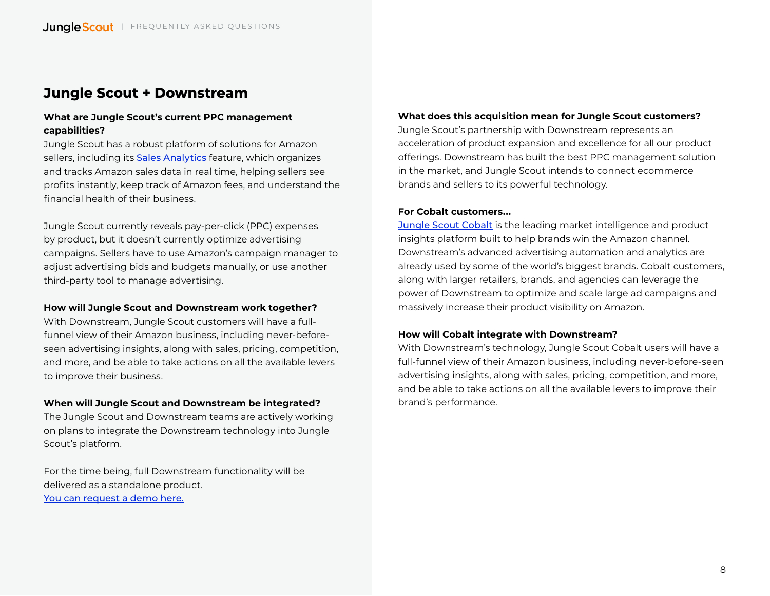## Jungle Scout + Downstream

**What are Jungle Scout's current PPC management capabilities?**

Jungle Scout has a robust platform of solutions for Amazon sellers, including its [Sales Analytics]() feature, which organizes and tracks Amazon sales data in real time, helping sellers see profits instantly, keep track of Amazon fees, and understand the financial health of their business.

Jungle Scout currently reveals pay-per-click (PPC) expenses by product, but it doesn't currently optimize advertising campaigns. Sellers have to use Amazon's campaign manager to adjust advertising bids and budgets manually, or use another third-party tool to manage advertising.

**How will Jungle Scout and Downstream work together?**

With Downstream, Jungle Scout customers will have a full-funnel view of their Amazon business, including never-before-seen advertising insights, along with sales, pricing, competition, and more, and be able to take actions on all the available levers to improve their business.

**When will Jungle Scout and Downstream be integrated?**

The Jungle Scout and Downstream teams are actively working on plans to integrate the Downstream technology into Jungle Scout's platform.

For the time being, full Downstream functionality will be delivered as a standalone product.
[You can request a demo here.]()

**What does this acquisition mean for Jungle Scout customers?**

Jungle Scout's partnership with Downstream represents an acceleration of product expansion and excellence for all our product offerings. Downstream has built the best PPC management solution in the market, and Jungle Scout intends to connect ecommerce brands and sellers to its powerful technology.

**For Cobalt customers...**

[Jungle Scout Cobalt]() is the leading market intelligence and product insights platform built to help brands win the Amazon channel. Downstream's advanced advertising automation and analytics are already used by some of the world's biggest brands. Cobalt customers, along with larger retailers, brands, and agencies can leverage the power of Downstream to optimize and scale large ad campaigns and massively increase their product visibility on Amazon.

**How will Cobalt integrate with Downstream?**

With Downstream's technology, Jungle Scout Cobalt users will have a full-funnel view of their Amazon business, including never-before-seen advertising insights, along with sales, pricing, competition, and more, and be able to take actions on all the available levers to improve their brand's performance.